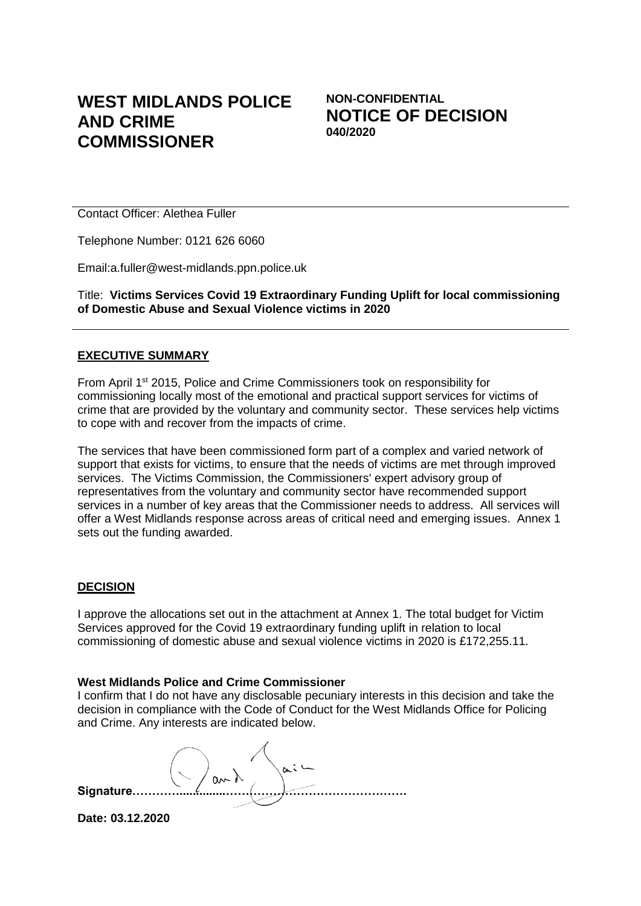# WEST MIDLANDS POLICE AND CRIME COMMISSIONER

**NON-CONFIDENTIAL**
**NOTICE OF DECISION**
**040/2020**

Contact Officer: Alethea Fuller

Telephone Number: 0121 626 6060

Email:a.fuller@west-midlands.ppn.police.uk

Title: **Victims Services Covid 19 Extraordinary Funding Uplift for local commissioning of Domestic Abuse and Sexual Violence victims in 2020**

## EXECUTIVE SUMMARY

From April 1st 2015, Police and Crime Commissioners took on responsibility for commissioning locally most of the emotional and practical support services for victims of crime that are provided by the voluntary and community sector. These services help victims to cope with and recover from the impacts of crime.

The services that have been commissioned form part of a complex and varied network of support that exists for victims, to ensure that the needs of victims are met through improved services. The Victims Commission, the Commissioners' expert advisory group of representatives from the voluntary and community sector have recommended support services in a number of key areas that the Commissioner needs to address. All services will offer a West Midlands response across areas of critical need and emerging issues. Annex 1 sets out the funding awarded.

## DECISION

I approve the allocations set out in the attachment at Annex 1. The total budget for Victim Services approved for the Covid 19 extraordinary funding uplift in relation to local commissioning of domestic abuse and sexual violence victims in 2020 is £172,255.11.

**West Midlands Police and Crime Commissioner**

I confirm that I do not have any disclosable pecuniary interests in this decision and take the decision in compliance with the Code of Conduct for the West Midlands Office for Policing and Crime. Any interests are indicated below.

**Signature……………………………………………………………………**

**Date: 03.12.2020**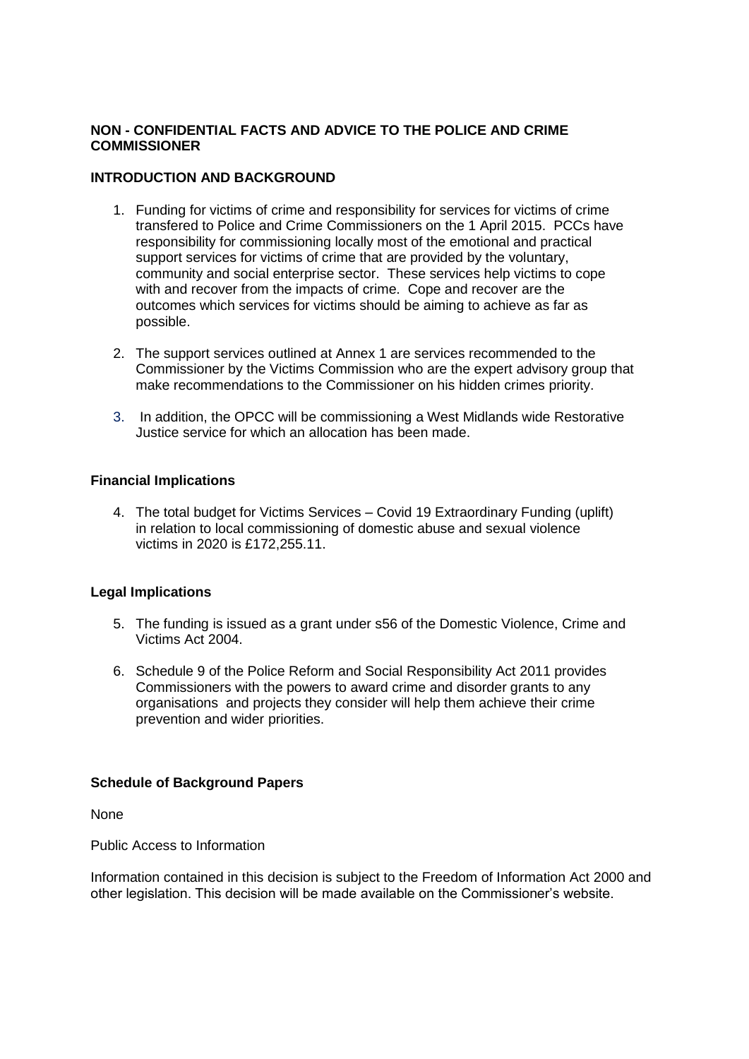**NON - CONFIDENTIAL FACTS AND ADVICE TO THE POLICE AND CRIME COMMISSIONER**

**INTRODUCTION AND BACKGROUND**

1. Funding for victims of crime and responsibility for services for victims of crime transfered to Police and Crime Commissioners on the 1 April 2015. PCCs have responsibility for commissioning locally most of the emotional and practical support services for victims of crime that are provided by the voluntary, community and social enterprise sector. These services help victims to cope with and recover from the impacts of crime. Cope and recover are the outcomes which services for victims should be aiming to achieve as far as possible.

2. The support services outlined at Annex 1 are services recommended to the Commissioner by the Victims Commission who are the expert advisory group that make recommendations to the Commissioner on his hidden crimes priority.

3. In addition, the OPCC will be commissioning a West Midlands wide Restorative Justice service for which an allocation has been made.

**Financial Implications**

4. The total budget for Victims Services – Covid 19 Extraordinary Funding (uplift) in relation to local commissioning of domestic abuse and sexual violence victims in 2020 is £172,255.11.

**Legal Implications**

5. The funding is issued as a grant under s56 of the Domestic Violence, Crime and Victims Act 2004.

6. Schedule 9 of the Police Reform and Social Responsibility Act 2011 provides Commissioners with the powers to award crime and disorder grants to any organisations and projects they consider will help them achieve their crime prevention and wider priorities.

**Schedule of Background Papers**

None

Public Access to Information

Information contained in this decision is subject to the Freedom of Information Act 2000 and other legislation. This decision will be made available on the Commissioner's website.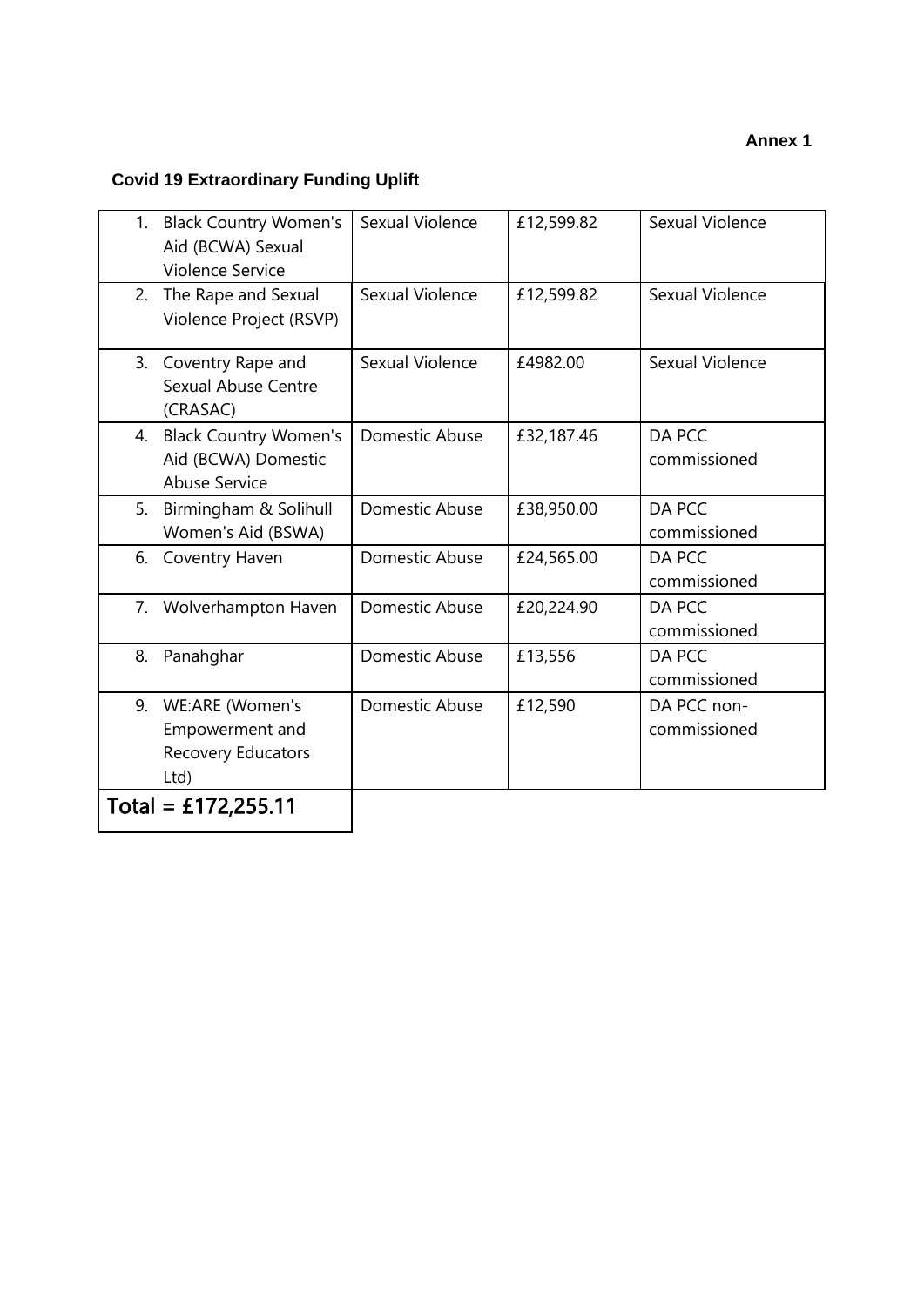**Annex 1**

**Covid 19 Extraordinary Funding Uplift**

| | | | |
|---|---|---|---|
| 1. Black Country Women's Aid (BCWA) Sexual Violence Service | Sexual Violence | £12,599.82 | Sexual Violence |
| 2. The Rape and Sexual Violence Project (RSVP) | Sexual Violence | £12,599.82 | Sexual Violence |
| 3. Coventry Rape and Sexual Abuse Centre (CRASAC) | Sexual Violence | £4982.00 | Sexual Violence |
| 4. Black Country Women's Aid (BCWA) Domestic Abuse Service | Domestic Abuse | £32,187.46 | DA PCC commissioned |
| 5. Birmingham & Solihull Women's Aid (BSWA) | Domestic Abuse | £38,950.00 | DA PCC commissioned |
| 6. Coventry Haven | Domestic Abuse | £24,565.00 | DA PCC commissioned |
| 7. Wolverhampton Haven | Domestic Abuse | £20,224.90 | DA PCC commissioned |
| 8. Panahghar | Domestic Abuse | £13,556 | DA PCC commissioned |
| 9. WE:ARE (Women's Empowerment and Recovery Educators Ltd) | Domestic Abuse | £12,590 | DA PCC non-commissioned |
| Total = £172,255.11 | | | |